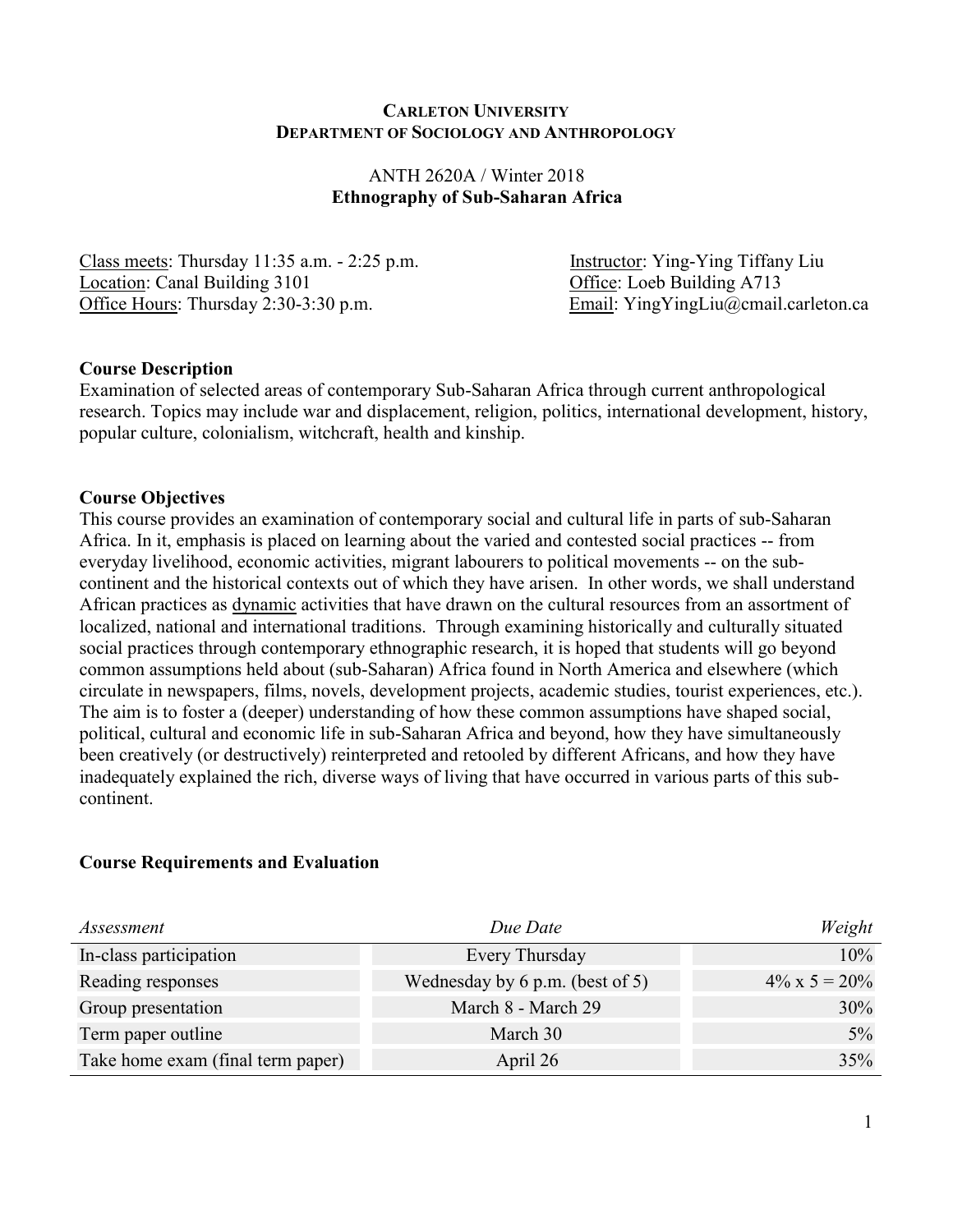**CARLETON UNIVERSITY**
**DEPARTMENT OF SOCIOLOGY AND ANTHROPOLOGY**

ANTH 2620A / Winter 2018
**Ethnography of Sub-Saharan Africa**

Class meets: Thursday 11:35 a.m. - 2:25 p.m.
Location: Canal Building 3101
Office Hours: Thursday 2:30-3:30 p.m.

Instructor: Ying-Ying Tiffany Liu
Office: Loeb Building A713
Email: YingYingLiu@cmail.carleton.ca

**Course Description**

Examination of selected areas of contemporary Sub-Saharan Africa through current anthropological research. Topics may include war and displacement, religion, politics, international development, history, popular culture, colonialism, witchcraft, health and kinship.

**Course Objectives**

This course provides an examination of contemporary social and cultural life in parts of sub-Saharan Africa. In it, emphasis is placed on learning about the varied and contested social practices -- from everyday livelihood, economic activities, migrant labourers to political movements -- on the sub-continent and the historical contexts out of which they have arisen. In other words, we shall understand African practices as dynamic activities that have drawn on the cultural resources from an assortment of localized, national and international traditions. Through examining historically and culturally situated social practices through contemporary ethnographic research, it is hoped that students will go beyond common assumptions held about (sub-Saharan) Africa found in North America and elsewhere (which circulate in newspapers, films, novels, development projects, academic studies, tourist experiences, etc.). The aim is to foster a (deeper) understanding of how these common assumptions have shaped social, political, cultural and economic life in sub-Saharan Africa and beyond, how they have simultaneously been creatively (or destructively) reinterpreted and retooled by different Africans, and how they have inadequately explained the rich, diverse ways of living that have occurred in various parts of this sub-continent.

**Course Requirements and Evaluation**

| *Assessment* | *Due Date* | *Weight* |
|---|---|---|
| In-class participation | Every Thursday | 10% |
| Reading responses | Wednesday by 6 p.m. (best of 5) | 4% x 5 = 20% |
| Group presentation | March 8 - March 29 | 30% |
| Term paper outline | March 30 | 5% |
| Take home exam (final term paper) | April 26 | 35% |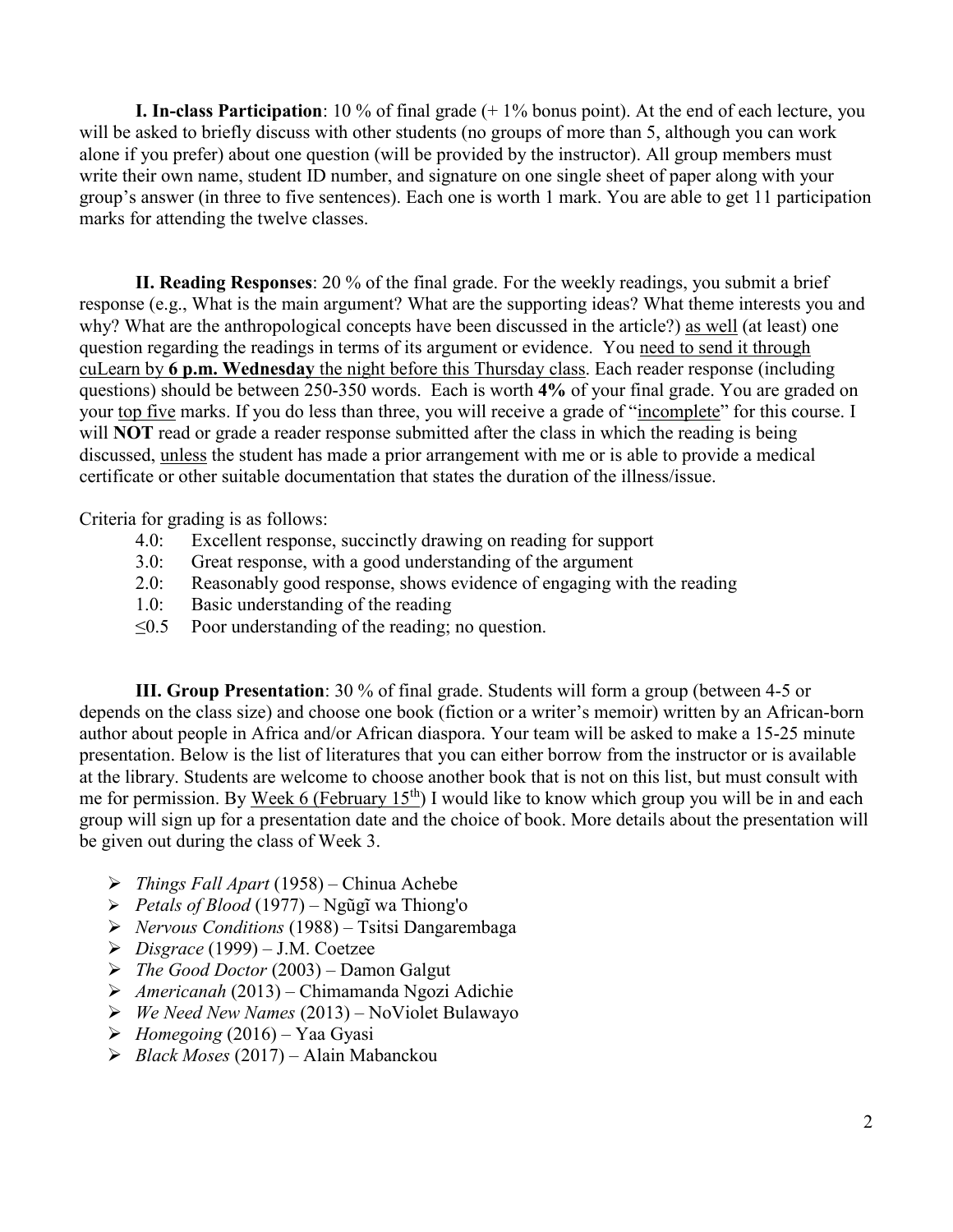**I. In-class Participation**: 10 % of final grade (+ 1% bonus point). At the end of each lecture, you will be asked to briefly discuss with other students (no groups of more than 5, although you can work alone if you prefer) about one question (will be provided by the instructor). All group members must write their own name, student ID number, and signature on one single sheet of paper along with your group's answer (in three to five sentences). Each one is worth 1 mark. You are able to get 11 participation marks for attending the twelve classes.

**II. Reading Responses**: 20 % of the final grade. For the weekly readings, you submit a brief response (e.g., What is the main argument? What are the supporting ideas? What theme interests you and why? What are the anthropological concepts have been discussed in the article?) as well (at least) one question regarding the readings in terms of its argument or evidence. You need to send it through cuLearn by **6 p.m. Wednesday** the night before this Thursday class. Each reader response (including questions) should be between 250-350 words. Each is worth **4%** of your final grade. You are graded on your top five marks. If you do less than three, you will receive a grade of "incomplete" for this course. I will **NOT** read or grade a reader response submitted after the class in which the reading is being discussed, unless the student has made a prior arrangement with me or is able to provide a medical certificate or other suitable documentation that states the duration of the illness/issue.

Criteria for grading is as follows:

- 4.0: Excellent response, succinctly drawing on reading for support
- 3.0: Great response, with a good understanding of the argument
- 2.0: Reasonably good response, shows evidence of engaging with the reading
- 1.0: Basic understanding of the reading
- ≤0.5 Poor understanding of the reading; no question.

**III. Group Presentation**: 30 % of final grade. Students will form a group (between 4-5 or depends on the class size) and choose one book (fiction or a writer's memoir) written by an African-born author about people in Africa and/or African diaspora. Your team will be asked to make a 15-25 minute presentation. Below is the list of literatures that you can either borrow from the instructor or is available at the library. Students are welcome to choose another book that is not on this list, but must consult with me for permission. By Week 6 (February 15th) I would like to know which group you will be in and each group will sign up for a presentation date and the choice of book. More details about the presentation will be given out during the class of Week 3.

- *Things Fall Apart* (1958) – Chinua Achebe
- *Petals of Blood* (1977) – Ngũgĩ wa Thiong'o
- *Nervous Conditions* (1988) – Tsitsi Dangarembaga
- *Disgrace* (1999) – J.M. Coetzee
- *The Good Doctor* (2003) – Damon Galgut
- *Americanah* (2013) – Chimamanda Ngozi Adichie
- *We Need New Names* (2013) – NoViolet Bulawayo
- *Homegoing* (2016) – Yaa Gyasi
- *Black Moses* (2017) – Alain Mabanckou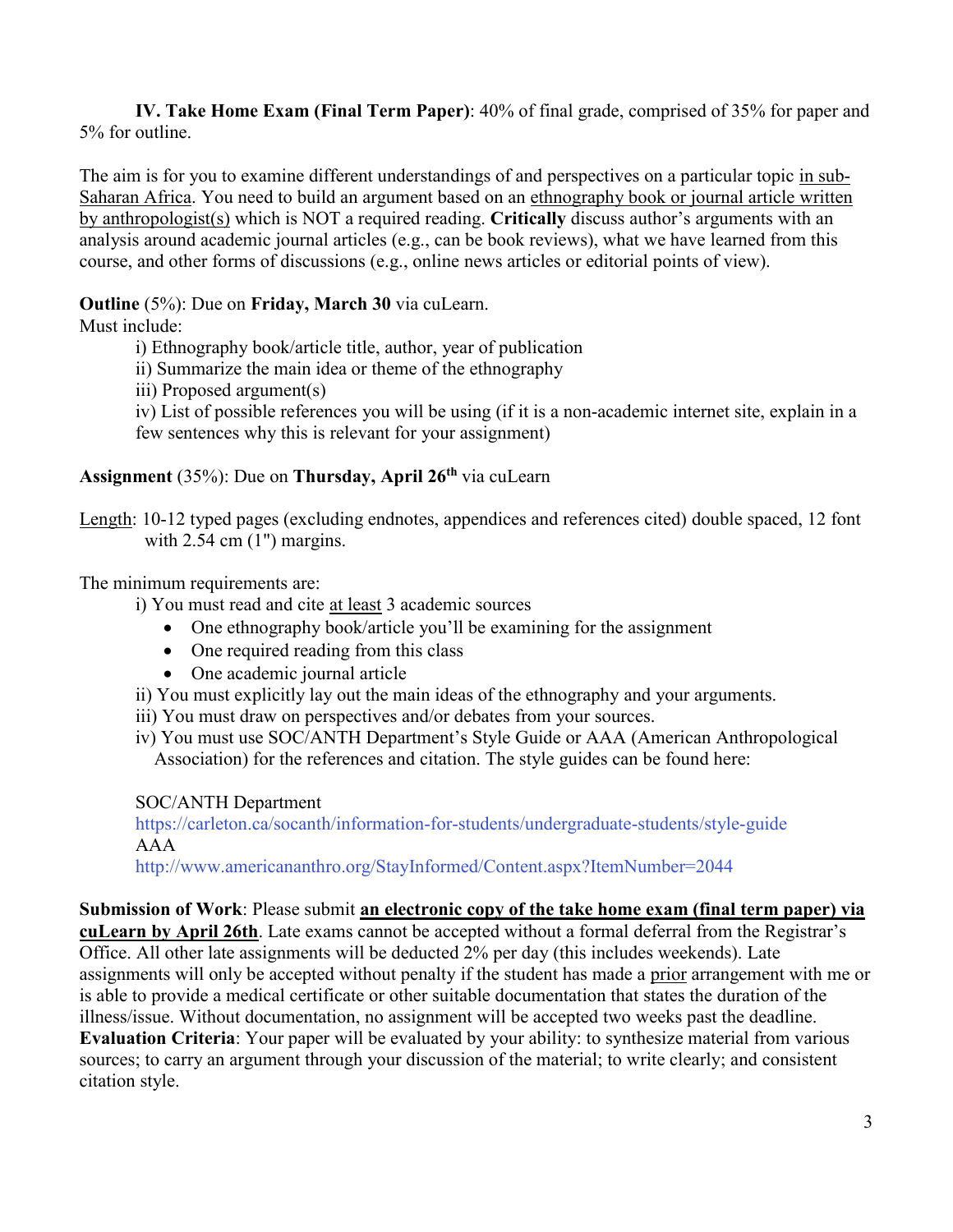**IV. Take Home Exam (Final Term Paper)**: 40% of final grade, comprised of 35% for paper and 5% for outline.

The aim is for you to examine different understandings of and perspectives on a particular topic in sub-Saharan Africa. You need to build an argument based on an ethnography book or journal article written by anthropologist(s) which is NOT a required reading. **Critically** discuss author's arguments with an analysis around academic journal articles (e.g., can be book reviews), what we have learned from this course, and other forms of discussions (e.g., online news articles or editorial points of view).

**Outline** (5%): Due on **Friday, March 30** via cuLearn.
Must include:

i) Ethnography book/article title, author, year of publication
ii) Summarize the main idea or theme of the ethnography
iii) Proposed argument(s)
iv) List of possible references you will be using (if it is a non-academic internet site, explain in a few sentences why this is relevant for your assignment)

**Assignment** (35%): Due on **Thursday, April 26th** via cuLearn

Length: 10-12 typed pages (excluding endnotes, appendices and references cited) double spaced, 12 font with 2.54 cm (1") margins.

The minimum requirements are:

i) You must read and cite at least 3 academic sources
- One ethnography book/article you'll be examining for the assignment
- One required reading from this class
- One academic journal article

ii) You must explicitly lay out the main ideas of the ethnography and your arguments.
iii) You must draw on perspectives and/or debates from your sources.
iv) You must use SOC/ANTH Department's Style Guide or AAA (American Anthropological Association) for the references and citation. The style guides can be found here:

SOC/ANTH Department
https://carleton.ca/socanth/information-for-students/undergraduate-students/style-guide
AAA
http://www.americananthro.org/StayInformed/Content.aspx?ItemNumber=2044

**Submission of Work**: Please submit **an electronic copy of the take home exam (final term paper) via cuLearn by April 26th**. Late exams cannot be accepted without a formal deferral from the Registrar's Office. All other late assignments will be deducted 2% per day (this includes weekends). Late assignments will only be accepted without penalty if the student has made a prior arrangement with me or is able to provide a medical certificate or other suitable documentation that states the duration of the illness/issue. Without documentation, no assignment will be accepted two weeks past the deadline.
**Evaluation Criteria**: Your paper will be evaluated by your ability: to synthesize material from various sources; to carry an argument through your discussion of the material; to write clearly; and consistent citation style.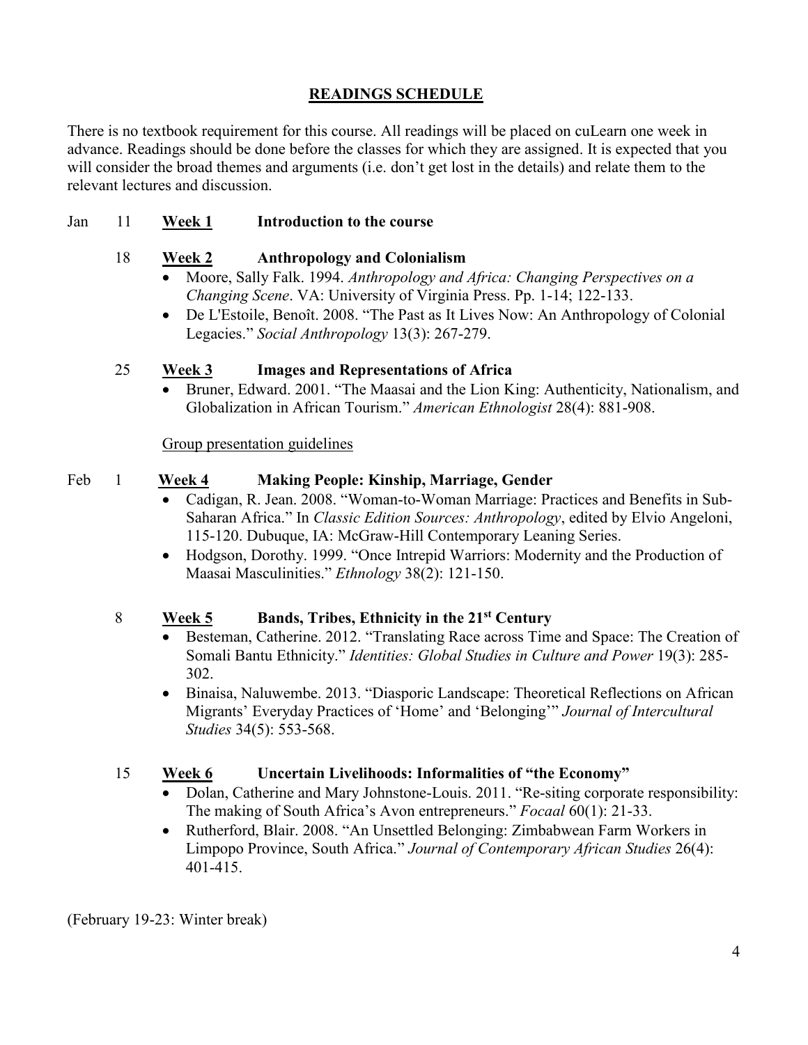## READINGS SCHEDULE

There is no textbook requirement for this course. All readings will be placed on cuLearn one week in advance. Readings should be done before the classes for which they are assigned. It is expected that you will consider the broad themes and arguments (i.e. don't get lost in the details) and relate them to the relevant lectures and discussion.

Jan 11 **Week 1** **Introduction to the course**

18 **Week 2** **Anthropology and Colonialism**

- Moore, Sally Falk. 1994. *Anthropology and Africa: Changing Perspectives on a Changing Scene*. VA: University of Virginia Press. Pp. 1-14; 122-133.
- De L'Estoile, Benoît. 2008. "The Past as It Lives Now: An Anthropology of Colonial Legacies." *Social Anthropology* 13(3): 267-279.

25 **Week 3** **Images and Representations of Africa**

- Bruner, Edward. 2001. "The Maasai and the Lion King: Authenticity, Nationalism, and Globalization in African Tourism." *American Ethnologist* 28(4): 881-908.

Group presentation guidelines

Feb 1 **Week 4** **Making People: Kinship, Marriage, Gender**

- Cadigan, R. Jean. 2008. "Woman-to-Woman Marriage: Practices and Benefits in Sub-Saharan Africa." In *Classic Edition Sources: Anthropology*, edited by Elvio Angeloni, 115-120. Dubuque, IA: McGraw-Hill Contemporary Leaning Series.
- Hodgson, Dorothy. 1999. "Once Intrepid Warriors: Modernity and the Production of Maasai Masculinities." *Ethnology* 38(2): 121-150.

8 **Week 5** **Bands, Tribes, Ethnicity in the 21st Century**

- Besteman, Catherine. 2012. "Translating Race across Time and Space: The Creation of Somali Bantu Ethnicity." *Identities: Global Studies in Culture and Power* 19(3): 285-302.
- Binaisa, Naluwembe. 2013. "Diasporic Landscape: Theoretical Reflections on African Migrants' Everyday Practices of 'Home' and 'Belonging'" *Journal of Intercultural Studies* 34(5): 553-568.

15 **Week 6** **Uncertain Livelihoods: Informalities of "the Economy"**

- Dolan, Catherine and Mary Johnstone-Louis. 2011. "Re-siting corporate responsibility: The making of South Africa's Avon entrepreneurs." *Focaal* 60(1): 21-33.
- Rutherford, Blair. 2008. "An Unsettled Belonging: Zimbabwean Farm Workers in Limpopo Province, South Africa." *Journal of Contemporary African Studies* 26(4): 401-415.

(February 19-23: Winter break)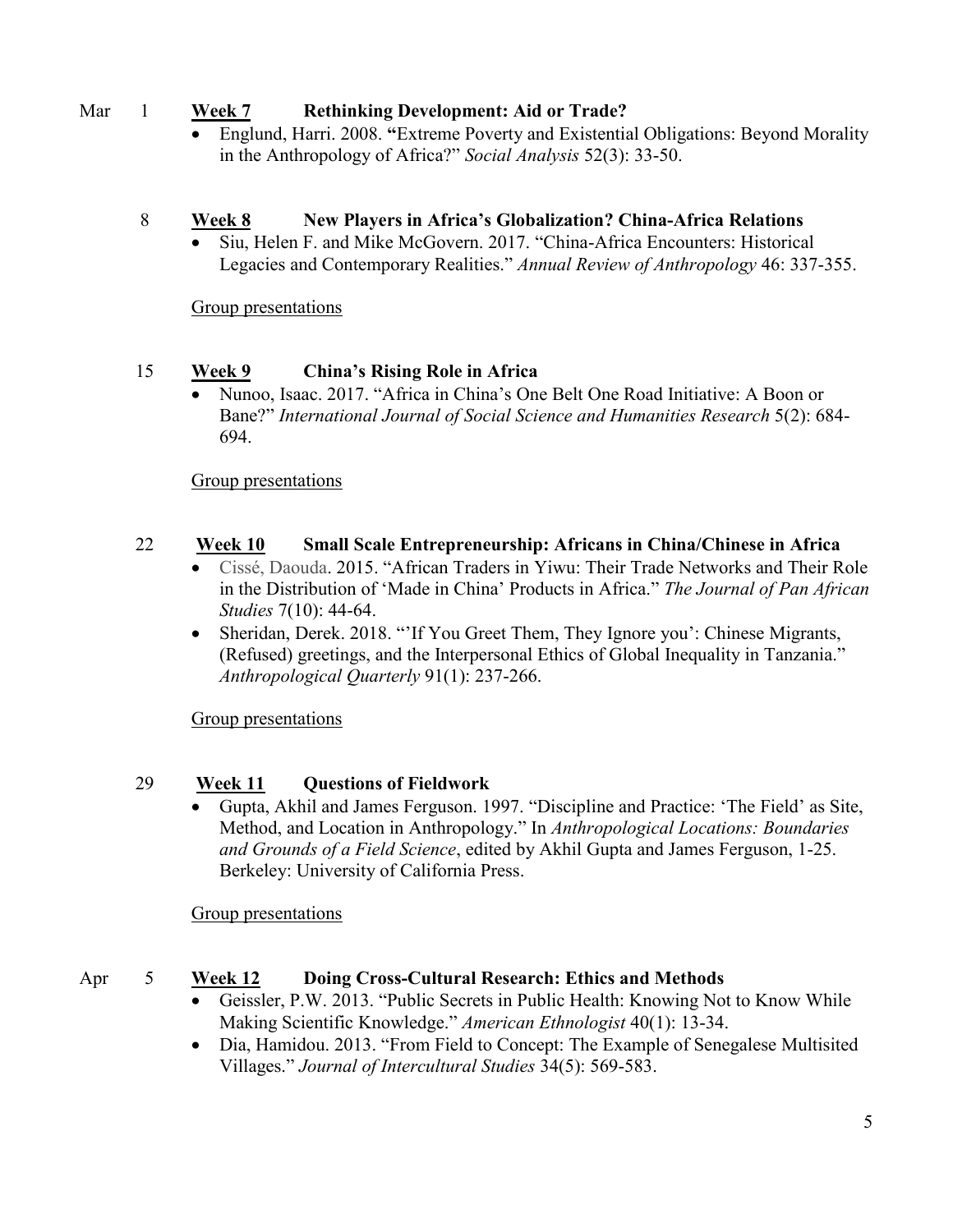Mar 1 **Week 7** **Rethinking Development: Aid or Trade?**

- Englund, Harri. 2008. **"**Extreme Poverty and Existential Obligations: Beyond Morality in the Anthropology of Africa?" *Social Analysis* 52(3): 33-50.

8 **Week 8** **New Players in Africa's Globalization? China-Africa Relations**

- Siu, Helen F. and Mike McGovern. 2017. "China-Africa Encounters: Historical Legacies and Contemporary Realities." *Annual Review of Anthropology* 46: 337-355.

Group presentations

15 **Week 9** **China's Rising Role in Africa**

- Nunoo, Isaac. 2017. "Africa in China's One Belt One Road Initiative: A Boon or Bane?" *International Journal of Social Science and Humanities Research* 5(2): 684-694.

Group presentations

22 **Week 10** **Small Scale Entrepreneurship: Africans in China/Chinese in Africa**

- Cissé, Daouda. 2015. "African Traders in Yiwu: Their Trade Networks and Their Role in the Distribution of 'Made in China' Products in Africa." *The Journal of Pan African Studies* 7(10): 44-64.
- Sheridan, Derek. 2018. "'If You Greet Them, They Ignore you': Chinese Migrants, (Refused) greetings, and the Interpersonal Ethics of Global Inequality in Tanzania." *Anthropological Quarterly* 91(1): 237-266.

Group presentations

29 **Week 11** **Questions of Fieldwork**

- Gupta, Akhil and James Ferguson. 1997. "Discipline and Practice: 'The Field' as Site, Method, and Location in Anthropology." In *Anthropological Locations: Boundaries and Grounds of a Field Science*, edited by Akhil Gupta and James Ferguson, 1-25. Berkeley: University of California Press.

Group presentations

Apr 5 **Week 12** **Doing Cross-Cultural Research: Ethics and Methods**

- Geissler, P.W. 2013. "Public Secrets in Public Health: Knowing Not to Know While Making Scientific Knowledge." *American Ethnologist* 40(1): 13-34.
- Dia, Hamidou. 2013. "From Field to Concept: The Example of Senegalese Multisited Villages." *Journal of Intercultural Studies* 34(5): 569-583.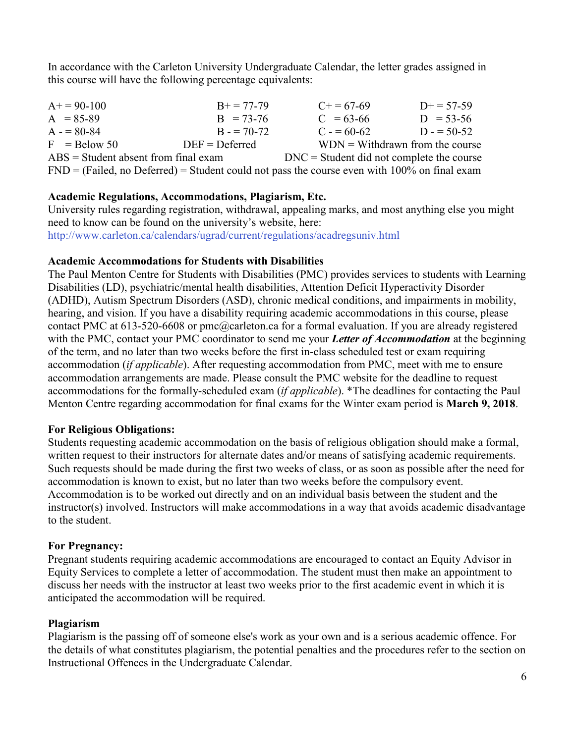In accordance with the Carleton University Undergraduate Calendar, the letter grades assigned in this course will have the following percentage equivalents:

| | | | |
|---|---|---|---|
| A+ = 90-100 | B+ = 77-79 | C+ = 67-69 | D+ = 57-59 |
| A = 85-89 | B = 73-76 | C = 63-66 | D = 53-56 |
| A - = 80-84 | B - = 70-72 | C - = 60-62 | D - = 50-52 |

F = Below 50 DEF = Deferred WDN = Withdrawn from the course

ABS = Student absent from final exam DNC = Student did not complete the course

FND = (Failed, no Deferred) = Student could not pass the course even with 100% on final exam

**Academic Regulations, Accommodations, Plagiarism, Etc.**

University rules regarding registration, withdrawal, appealing marks, and most anything else you might need to know can be found on the university's website, here:
http://www.carleton.ca/calendars/ugrad/current/regulations/acadregsuniv.html

**Academic Accommodations for Students with Disabilities**

The Paul Menton Centre for Students with Disabilities (PMC) provides services to students with Learning Disabilities (LD), psychiatric/mental health disabilities, Attention Deficit Hyperactivity Disorder (ADHD), Autism Spectrum Disorders (ASD), chronic medical conditions, and impairments in mobility, hearing, and vision. If you have a disability requiring academic accommodations in this course, please contact PMC at 613-520-6608 or pmc@carleton.ca for a formal evaluation. If you are already registered with the PMC, contact your PMC coordinator to send me your ***Letter of Accommodation*** at the beginning of the term, and no later than two weeks before the first in-class scheduled test or exam requiring accommodation (*if applicable*). After requesting accommodation from PMC, meet with me to ensure accommodation arrangements are made. Please consult the PMC website for the deadline to request accommodations for the formally-scheduled exam (*if applicable*). *The deadlines for contacting the Paul Menton Centre regarding accommodation for final exams for the Winter exam period is **March 9, 2018**.

**For Religious Obligations:**

Students requesting academic accommodation on the basis of religious obligation should make a formal, written request to their instructors for alternate dates and/or means of satisfying academic requirements. Such requests should be made during the first two weeks of class, or as soon as possible after the need for accommodation is known to exist, but no later than two weeks before the compulsory event. Accommodation is to be worked out directly and on an individual basis between the student and the instructor(s) involved. Instructors will make accommodations in a way that avoids academic disadvantage to the student.

**For Pregnancy:**

Pregnant students requiring academic accommodations are encouraged to contact an Equity Advisor in Equity Services to complete a letter of accommodation. The student must then make an appointment to discuss her needs with the instructor at least two weeks prior to the first academic event in which it is anticipated the accommodation will be required.

**Plagiarism**

Plagiarism is the passing off of someone else's work as your own and is a serious academic offence. For the details of what constitutes plagiarism, the potential penalties and the procedures refer to the section on Instructional Offences in the Undergraduate Calendar.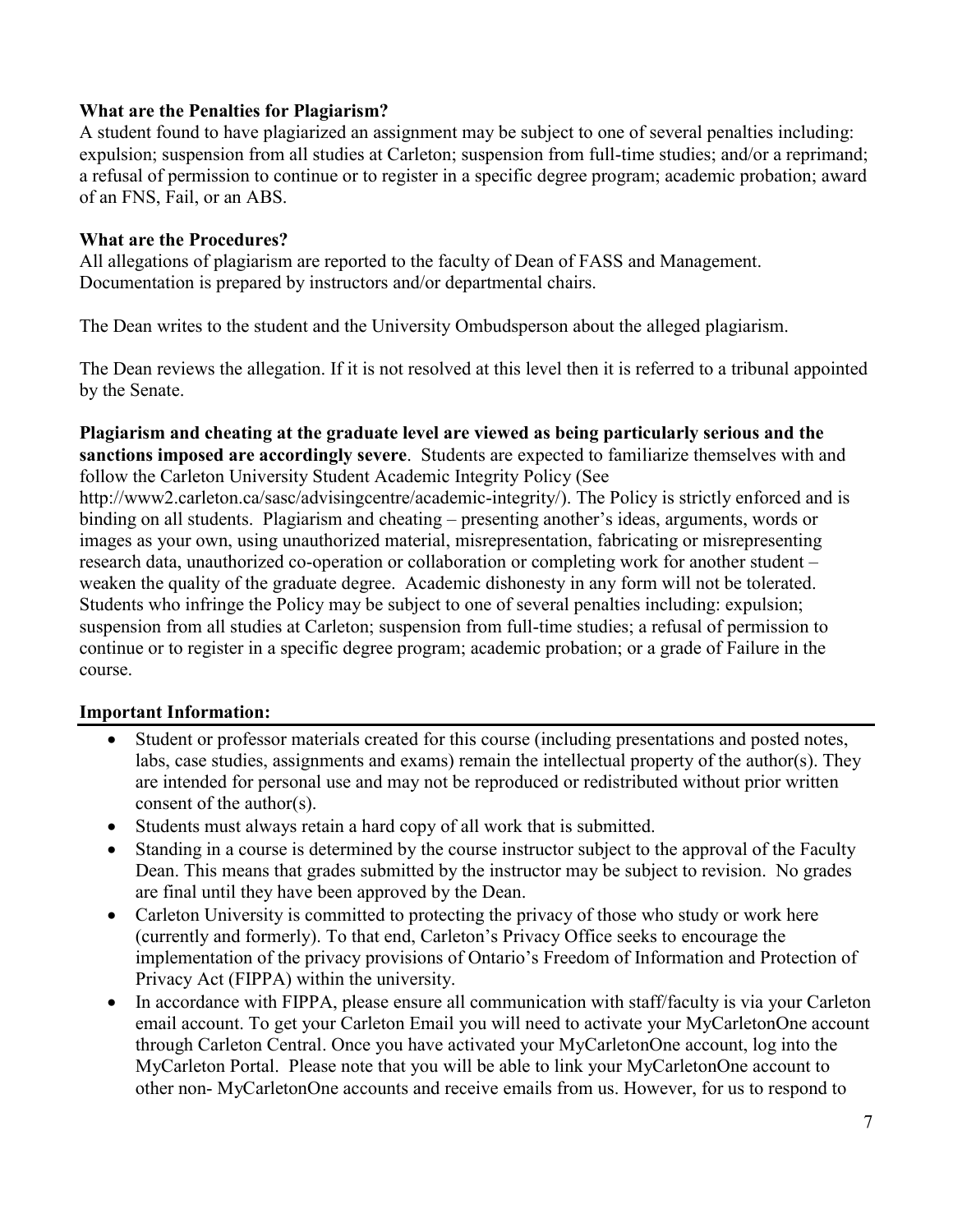**What are the Penalties for Plagiarism?**
A student found to have plagiarized an assignment may be subject to one of several penalties including: expulsion; suspension from all studies at Carleton; suspension from full-time studies; and/or a reprimand; a refusal of permission to continue or to register in a specific degree program; academic probation; award of an FNS, Fail, or an ABS.

**What are the Procedures?**
All allegations of plagiarism are reported to the faculty of Dean of FASS and Management. Documentation is prepared by instructors and/or departmental chairs.

The Dean writes to the student and the University Ombudsperson about the alleged plagiarism.

The Dean reviews the allegation. If it is not resolved at this level then it is referred to a tribunal appointed by the Senate.

**Plagiarism and cheating at the graduate level are viewed as being particularly serious and the sanctions imposed are accordingly severe**. Students are expected to familiarize themselves with and follow the Carleton University Student Academic Integrity Policy (See http://www2.carleton.ca/sasc/advisingcentre/academic-integrity/). The Policy is strictly enforced and is binding on all students. Plagiarism and cheating – presenting another's ideas, arguments, words or images as your own, using unauthorized material, misrepresentation, fabricating or misrepresenting research data, unauthorized co-operation or collaboration or completing work for another student – weaken the quality of the graduate degree. Academic dishonesty in any form will not be tolerated. Students who infringe the Policy may be subject to one of several penalties including: expulsion; suspension from all studies at Carleton; suspension from full-time studies; a refusal of permission to continue or to register in a specific degree program; academic probation; or a grade of Failure in the course.

**Important Information:**

- Student or professor materials created for this course (including presentations and posted notes, labs, case studies, assignments and exams) remain the intellectual property of the author(s). They are intended for personal use and may not be reproduced or redistributed without prior written consent of the author(s).
- Students must always retain a hard copy of all work that is submitted.
- Standing in a course is determined by the course instructor subject to the approval of the Faculty Dean. This means that grades submitted by the instructor may be subject to revision. No grades are final until they have been approved by the Dean.
- Carleton University is committed to protecting the privacy of those who study or work here (currently and formerly). To that end, Carleton's Privacy Office seeks to encourage the implementation of the privacy provisions of Ontario's Freedom of Information and Protection of Privacy Act (FIPPA) within the university.
- In accordance with FIPPA, please ensure all communication with staff/faculty is via your Carleton email account. To get your Carleton Email you will need to activate your MyCarletonOne account through Carleton Central. Once you have activated your MyCarletonOne account, log into the MyCarleton Portal. Please note that you will be able to link your MyCarletonOne account to other non- MyCarletonOne accounts and receive emails from us. However, for us to respond to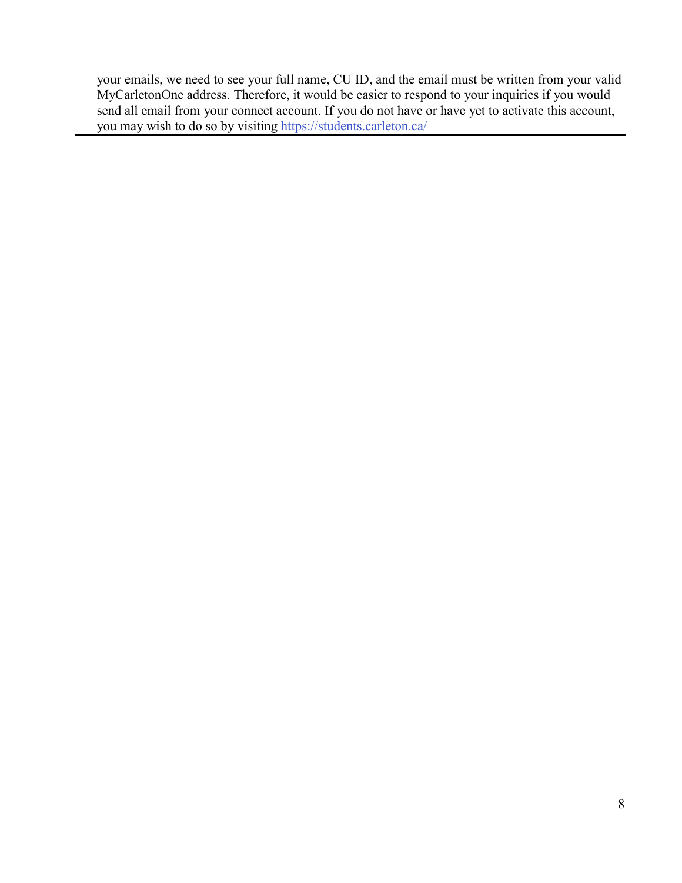your emails, we need to see your full name, CU ID, and the email must be written from your valid MyCarletonOne address. Therefore, it would be easier to respond to your inquiries if you would send all email from your connect account. If you do not have or have yet to activate this account, you may wish to do so by visiting https://students.carleton.ca/

---